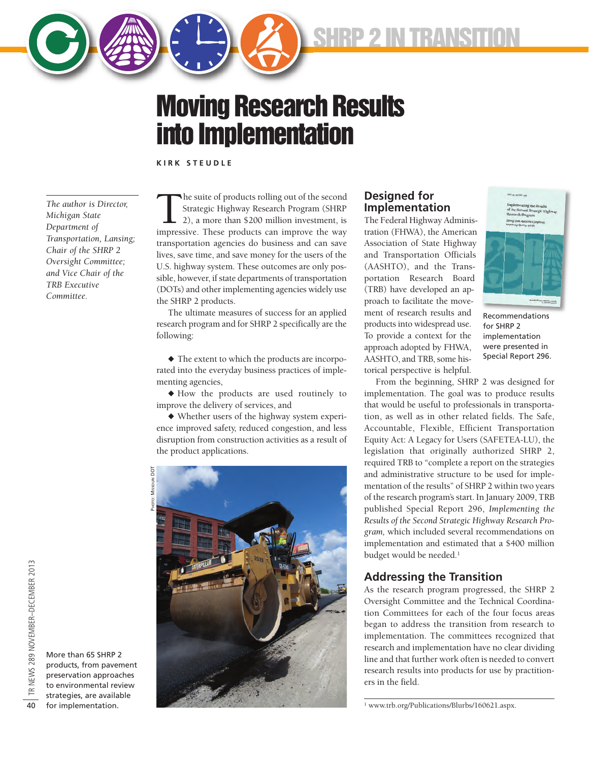SHRP 2 IN TRANSITION

# Moving Research Results into Implementation

**KIRK STEUDLE**

*The author is Director, Michigan State Department of Transportation, Lansing; Chair of the SHRP 2 Oversight Committee; and Vice Chair of the TRB Executive Committee.*

The suite of products rolling out of the second Strategic Highway Research Program (SHRP 2), a more than $200 million investment, is impressive. These products can improve the way transportation agencies do business and can save lives, save time, and save money for the users of the U.S. highway system. These outcomes are only possible, however, if state departments of transportation (DOTs) and other implementing agencies widely use the SHRP 2 products.

The ultimate measures of success for an applied research program and for SHRP 2 specifically are the following:

- The extent to which the products are incorporated into the everyday business practices of implementing agencies,
- How the products are used routinely to improve the delivery of services, and
- Whether users of the highway system experience improved safety, reduced congestion, and less disruption from construction activities as a result of the product applications.

More than 65 SHRP 2 products, from pavement preservation approaches to environmental review strategies, are available for implementation.

## Designed for Implementation

The Federal Highway Administration (FHWA), the American Association of State Highway and Transportation Officials (AASHTO), and the Transportation Research Board (TRB) have developed an approach to facilitate the movement of research results and products into widespread use. To provide a context for the approach adopted by FHWA, AASHTO, and TRB, some historical perspective is helpful.

Recommendations for SHRP 2 implementation were presented in Special Report 296.

From the beginning, SHRP 2 was designed for implementation. The goal was to produce results that would be useful to professionals in transportation, as well as in other related fields. The Safe, Accountable, Flexible, Efficient Transportation Equity Act: A Legacy for Users (SAFETEA-LU), the legislation that originally authorized SHRP 2, required TRB to "complete a report on the strategies and administrative structure to be used for implementation of the results" of SHRP 2 within two years of the research program's start. In January 2009, TRB published Special Report 296, *Implementing the Results of the Second Strategic Highway Research Program,* which included several recommendations on implementation and estimated that a $400 million budget would be needed.[1]

## Addressing the Transition

As the research program progressed, the SHRP 2 Oversight Committee and the Technical Coordination Committees for each of the four focus areas began to address the transition from research to implementation. The committees recognized that research and implementation have no clear dividing line and that further work often is needed to convert research results into products for use by practitioners in the field.

[1] www.trb.org/Publications/Blurbs/160621.aspx.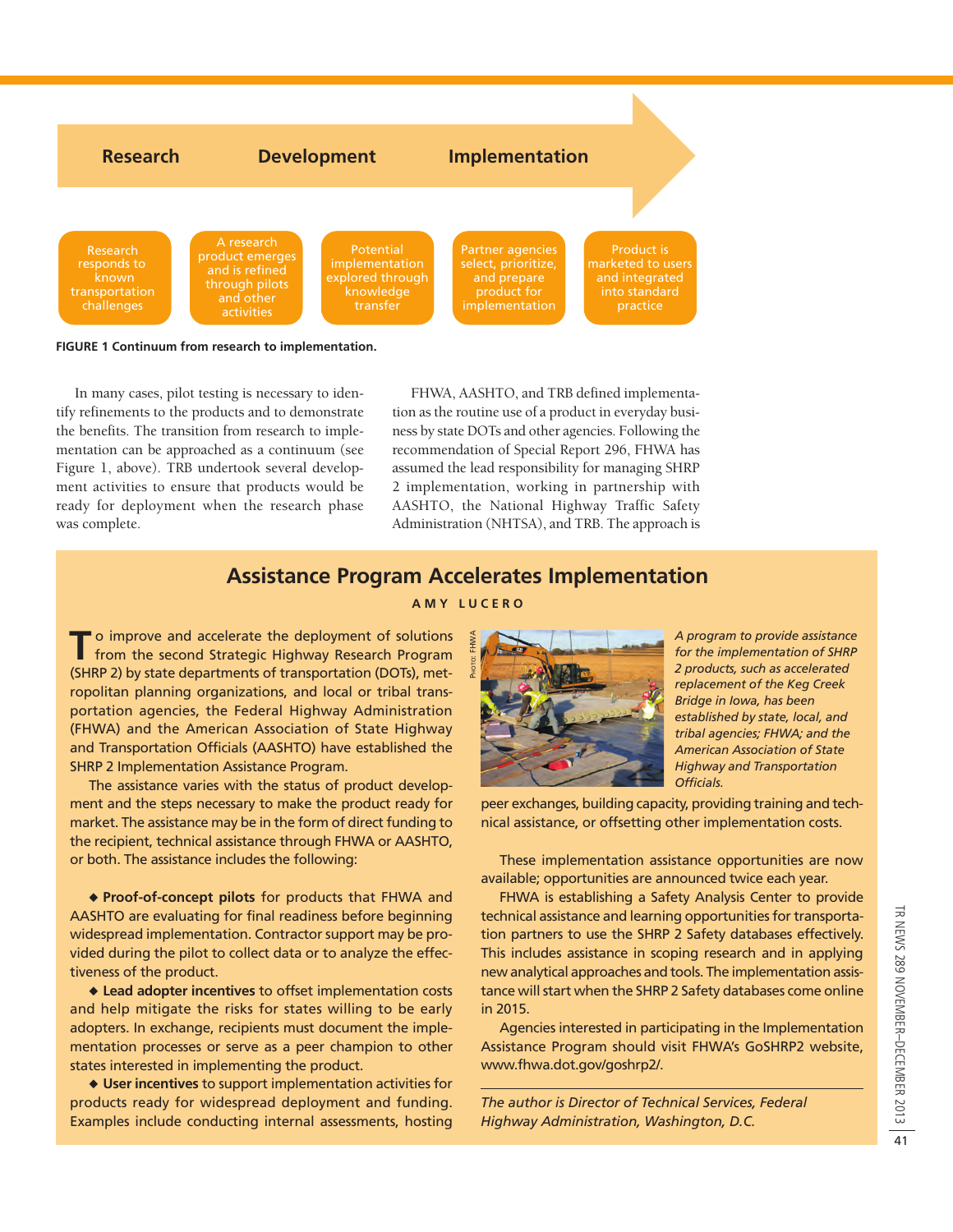Research | Development | Implementation

Research responds to known transportation challenges → A research product emerges and is refined through pilots and other activities → Potential implementation explored through knowledge transfer → Partner agencies select, prioritize, and prepare product for implementation → Product is marketed to users and integrated into standard practice

**FIGURE 1 Continuum from research to implementation.**

In many cases, pilot testing is necessary to identify refinements to the products and to demonstrate the benefits. The transition from research to implementation can be approached as a continuum (see Figure 1, above). TRB undertook several development activities to ensure that products would be ready for deployment when the research phase was complete.

FHWA, AASHTO, and TRB defined implementation as the routine use of a product in everyday business by state DOTs and other agencies. Following the recommendation of Special Report 296, FHWA has assumed the lead responsibility for managing SHRP 2 implementation, working in partnership with AASHTO, the National Highway Traffic Safety Administration (NHTSA), and TRB. The approach is

## Assistance Program Accelerates Implementation

AMY LUCERO

To improve and accelerate the deployment of solutions from the second Strategic Highway Research Program (SHRP 2) by state departments of transportation (DOTs), metropolitan planning organizations, and local or tribal transportation agencies, the Federal Highway Administration (FHWA) and the American Association of State Highway and Transportation Officials (AASHTO) have established the SHRP 2 Implementation Assistance Program.

The assistance varies with the status of product development and the steps necessary to make the product ready for market. The assistance may be in the form of direct funding to the recipient, technical assistance through FHWA or AASHTO, or both. The assistance includes the following:

- **Proof-of-concept pilots** for products that FHWA and AASHTO are evaluating for final readiness before beginning widespread implementation. Contractor support may be provided during the pilot to collect data or to analyze the effectiveness of the product.
- **Lead adopter incentives** to offset implementation costs and help mitigate the risks for states willing to be early adopters. In exchange, recipients must document the implementation processes or serve as a peer champion to other states interested in implementing the product.
- **User incentives** to support implementation activities for products ready for widespread deployment and funding. Examples include conducting internal assessments, hosting peer exchanges, building capacity, providing training and technical assistance, or offsetting other implementation costs.

PHOTO: FHWA

*A program to provide assistance for the implementation of SHRP 2 products, such as accelerated replacement of the Keg Creek Bridge in Iowa, has been established by state, local, and tribal agencies; FHWA; and the American Association of State Highway and Transportation Officials.*

These implementation assistance opportunities are now available; opportunities are announced twice each year.

FHWA is establishing a Safety Analysis Center to provide technical assistance and learning opportunities for transportation partners to use the SHRP 2 Safety databases effectively. This includes assistance in scoping research and in applying new analytical approaches and tools. The implementation assistance will start when the SHRP 2 Safety databases come online in 2015.

Agencies interested in participating in the Implementation Assistance Program should visit FHWA's GoSHRP2 website, www.fhwa.dot.gov/goshrp2/.

*The author is Director of Technical Services, Federal Highway Administration, Washington, D.C.*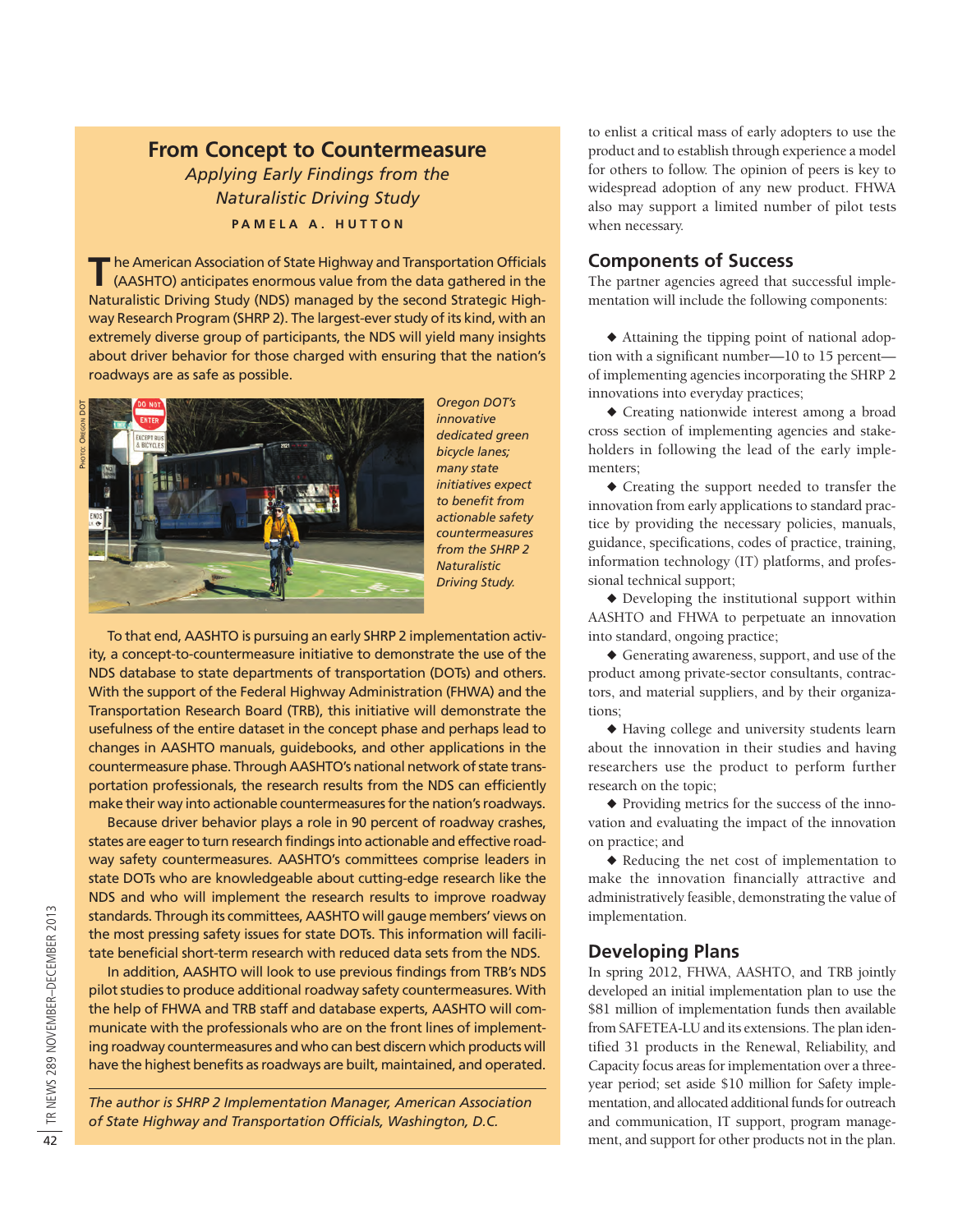## From Concept to Countermeasure

*Applying Early Findings from the Naturalistic Driving Study*

**PAMELA A. HUTTON**

The American Association of State Highway and Transportation Officials (AASHTO) anticipates enormous value from the data gathered in the Naturalistic Driving Study (NDS) managed by the second Strategic Highway Research Program (SHRP 2). The largest-ever study of its kind, with an extremely diverse group of participants, the NDS will yield many insights about driver behavior for those charged with ensuring that the nation's roadways are as safe as possible.

*Oregon DOT's innovative dedicated green bicycle lanes; many state initiatives expect to benefit from actionable safety countermeasures from the SHRP 2 Naturalistic Driving Study.*

To that end, AASHTO is pursuing an early SHRP 2 implementation activity, a concept-to-countermeasure initiative to demonstrate the use of the NDS database to state departments of transportation (DOTs) and others. With the support of the Federal Highway Administration (FHWA) and the Transportation Research Board (TRB), this initiative will demonstrate the usefulness of the entire dataset in the concept phase and perhaps lead to changes in AASHTO manuals, guidebooks, and other applications in the countermeasure phase. Through AASHTO's national network of state transportation professionals, the research results from the NDS can efficiently make their way into actionable countermeasures for the nation's roadways.

Because driver behavior plays a role in 90 percent of roadway crashes, states are eager to turn research findings into actionable and effective roadway safety countermeasures. AASHTO's committees comprise leaders in state DOTs who are knowledgeable about cutting-edge research like the NDS and who will implement the research results to improve roadway standards. Through its committees, AASHTO will gauge members' views on the most pressing safety issues for state DOTs. This information will facilitate beneficial short-term research with reduced data sets from the NDS.

In addition, AASHTO will look to use previous findings from TRB's NDS pilot studies to produce additional roadway safety countermeasures. With the help of FHWA and TRB staff and database experts, AASHTO will communicate with the professionals who are on the front lines of implementing roadway countermeasures and who can best discern which products will have the highest benefits as roadways are built, maintained, and operated.

*The author is SHRP 2 Implementation Manager, American Association of State Highway and Transportation Officials, Washington, D.C.*

to enlist a critical mass of early adopters to use the product and to establish through experience a model for others to follow. The opinion of peers is key to widespread adoption of any new product. FHWA also may support a limited number of pilot tests when necessary.

## Components of Success

The partner agencies agreed that successful implementation will include the following components:

- Attaining the tipping point of national adoption with a significant number—10 to 15 percent—of implementing agencies incorporating the SHRP 2 innovations into everyday practices;
- Creating nationwide interest among a broad cross section of implementing agencies and stakeholders in following the lead of the early implementers;
- Creating the support needed to transfer the innovation from early applications to standard practice by providing the necessary policies, manuals, guidance, specifications, codes of practice, training, information technology (IT) platforms, and professional technical support;
- Developing the institutional support within AASHTO and FHWA to perpetuate an innovation into standard, ongoing practice;
- Generating awareness, support, and use of the product among private-sector consultants, contractors, and material suppliers, and by their organizations;
- Having college and university students learn about the innovation in their studies and having researchers use the product to perform further research on the topic;
- Providing metrics for the success of the innovation and evaluating the impact of the innovation on practice; and
- Reducing the net cost of implementation to make the innovation financially attractive and administratively feasible, demonstrating the value of implementation.

## Developing Plans

In spring 2012, FHWA, AASHTO, and TRB jointly developed an initial implementation plan to use the $81 million of implementation funds then available from SAFETEA-LU and its extensions. The plan identified 31 products in the Renewal, Reliability, and Capacity focus areas for implementation over a three-year period; set aside $10 million for Safety implementation, and allocated additional funds for outreach and communication, IT support, program management, and support for other products not in the plan.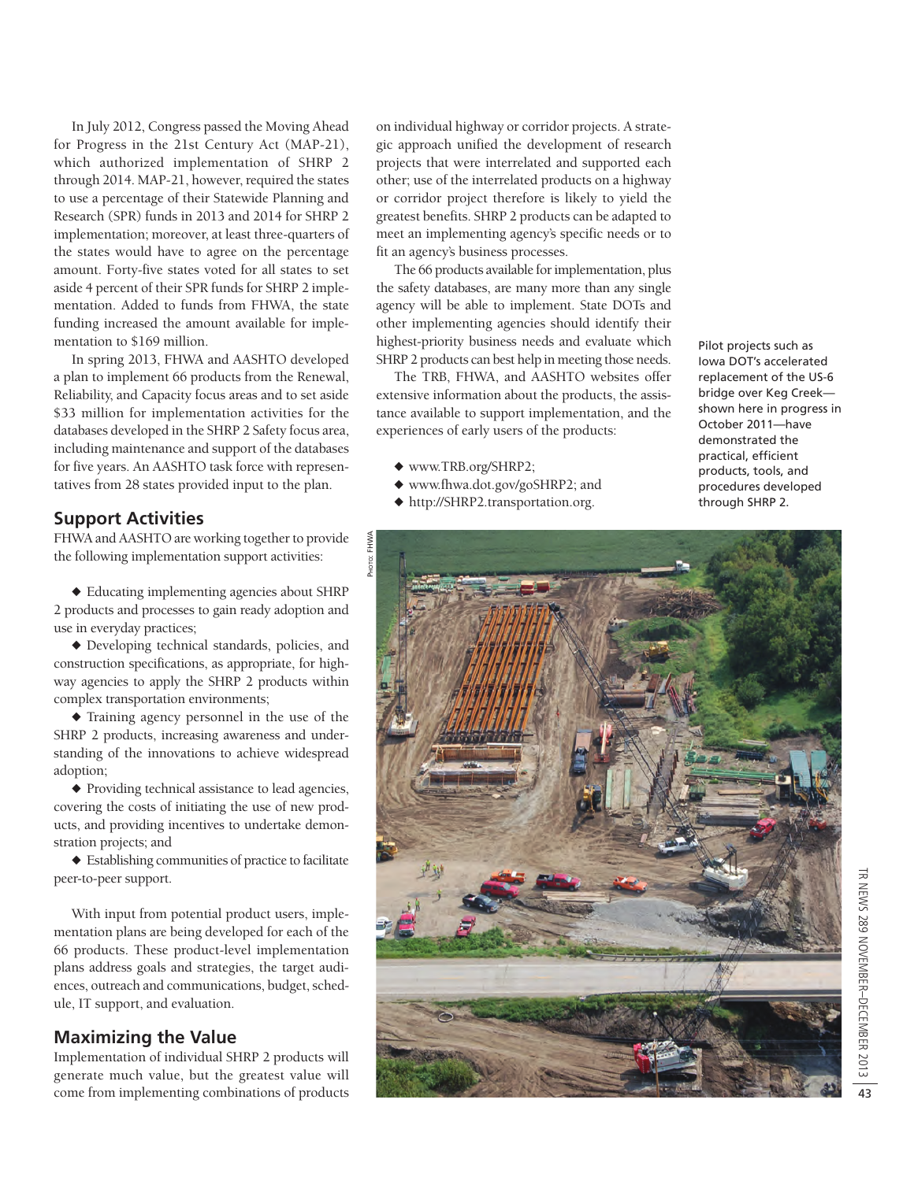In July 2012, Congress passed the Moving Ahead for Progress in the 21st Century Act (MAP-21), which authorized implementation of SHRP 2 through 2014. MAP-21, however, required the states to use a percentage of their Statewide Planning and Research (SPR) funds in 2013 and 2014 for SHRP 2 implementation; moreover, at least three-quarters of the states would have to agree on the percentage amount. Forty-five states voted for all states to set aside 4 percent of their SPR funds for SHRP 2 implementation. Added to funds from FHWA, the state funding increased the amount available for implementation to $169 million.

In spring 2013, FHWA and AASHTO developed a plan to implement 66 products from the Renewal, Reliability, and Capacity focus areas and to set aside $33 million for implementation activities for the databases developed in the SHRP 2 Safety focus area, including maintenance and support of the databases for five years. An AASHTO task force with representatives from 28 states provided input to the plan.

## Support Activities

FHWA and AASHTO are working together to provide the following implementation support activities:

- Educating implementing agencies about SHRP 2 products and processes to gain ready adoption and use in everyday practices;
- Developing technical standards, policies, and construction specifications, as appropriate, for highway agencies to apply the SHRP 2 products within complex transportation environments;
- Training agency personnel in the use of the SHRP 2 products, increasing awareness and understanding of the innovations to achieve widespread adoption;
- Providing technical assistance to lead agencies, covering the costs of initiating the use of new products, and providing incentives to undertake demonstration projects; and
- Establishing communities of practice to facilitate peer-to-peer support.

With input from potential product users, implementation plans are being developed for each of the 66 products. These product-level implementation plans address goals and strategies, the target audiences, outreach and communications, budget, schedule, IT support, and evaluation.

## Maximizing the Value

Implementation of individual SHRP 2 products will generate much value, but the greatest value will come from implementing combinations of products on individual highway or corridor projects. A strategic approach unified the development of research projects that were interrelated and supported each other; use of the interrelated products on a highway or corridor project therefore is likely to yield the greatest benefits. SHRP 2 products can be adapted to meet an implementing agency's specific needs or to fit an agency's business processes.

The 66 products available for implementation, plus the safety databases, are many more than any single agency will be able to implement. State DOTs and other implementing agencies should identify their highest-priority business needs and evaluate which SHRP 2 products can best help in meeting those needs.

The TRB, FHWA, and AASHTO websites offer extensive information about the products, the assistance available to support implementation, and the experiences of early users of the products:

- www.TRB.org/SHRP2;
- www.fhwa.dot.gov/goSHRP2; and
- http://SHRP2.transportation.org.

Pilot projects such as Iowa DOT's accelerated replacement of the US-6 bridge over Keg Creek—shown here in progress in October 2011—have demonstrated the practical, efficient products, tools, and procedures developed through SHRP 2.

Photo: FHWA